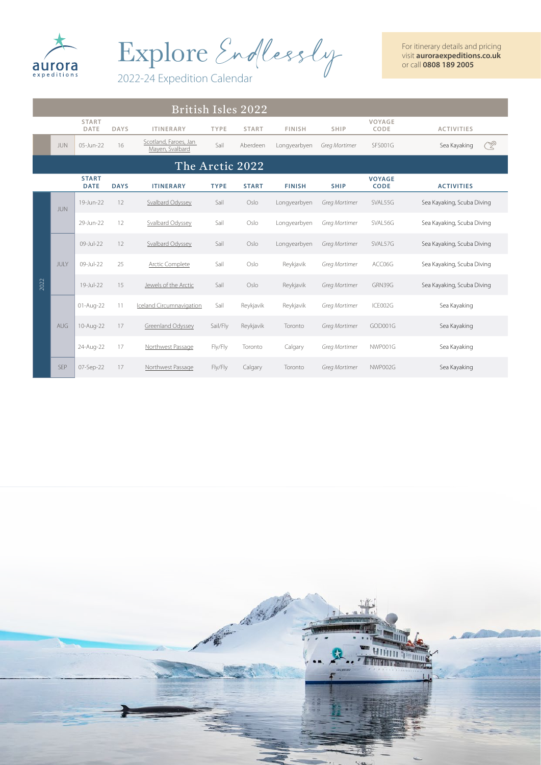aurora expeditions

# Explore *Endlessly*

2022-24 Expedition Calendar

For itinerary details and pricing visit **auroraexpeditions.co.uk** or call **0808 189 2005**

## British Isles 2022

| | | START DATE | DAYS | ITINERARY | TYPE | START | FINISH | SHIP | VOYAGE CODE | ACTIVITIES |
|---|---|---|---|---|---|---|---|---|---|---|
| | JUN | 05-Jun-22 | 16 | Scotland, Faroes, Jan Mayen, Svalbard | Sail | Aberdeen | Longyearbyen | *Greg Mortimer* | SFS001G | Sea Kayaking |

## The Arctic 2022

| | | START DATE | DAYS | ITINERARY | TYPE | START | FINISH | SHIP | VOYAGE CODE | ACTIVITIES |
|---|---|---|---|---|---|---|---|---|---|---|
| 2022 | JUN | 19-Jun-22 | 12 | Svalbard Odyssey | Sail | Oslo | Longyearbyen | *Greg Mortimer* | SVAL55G | Sea Kayaking, Scuba Diving |
| | | 29-Jun-22 | 12 | Svalbard Odyssey | Sail | Oslo | Longyearbyen | *Greg Mortimer* | SVAL56G | Sea Kayaking, Scuba Diving |
| | JULY | 09-Jul-22 | 12 | Svalbard Odyssey | Sail | Oslo | Longyearbyen | *Greg Mortimer* | SVAL57G | Sea Kayaking, Scuba Diving |
| | | 09-Jul-22 | 25 | Arctic Complete | Sail | Oslo | Reykjavik | *Greg Mortimer* | ACC06G | Sea Kayaking, Scuba Diving |
| | | 19-Jul-22 | 15 | Jewels of the Arctic | Sail | Oslo | Reykjavik | *Greg Mortimer* | GRN39G | Sea Kayaking, Scuba Diving |
| | AUG | 01-Aug-22 | 11 | Iceland Circumnavigation | Sail | Reykjavik | Reykjavik | *Greg Mortimer* | ICE002G | Sea Kayaking |
| | | 10-Aug-22 | 17 | Greenland Odyssey | Sail/Fly | Reykjavik | Toronto | *Greg Mortimer* | GOD001G | Sea Kayaking |
| | | 24-Aug-22 | 17 | Northwest Passage | Fly/Fly | Toronto | Calgary | *Greg Mortimer* | NWP001G | Sea Kayaking |
| | SEP | 07-Sep-22 | 17 | Northwest Passage | Fly/Fly | Calgary | Toronto | *Greg Mortimer* | NWP002G | Sea Kayaking |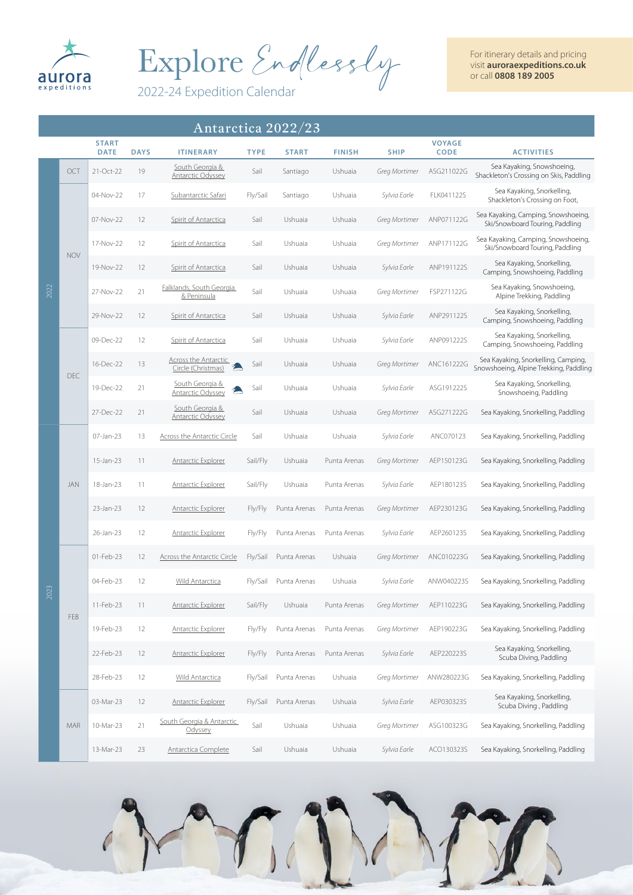# Explore Endlessly

2022-24 Expedition Calendar

For itinerary details and pricing visit **auroraexpeditions.co.uk** or call **0808 189 2005**

## Antarctica 2022/23

| | | START DATE | DAYS | ITINERARY | TYPE | START | FINISH | SHIP | VOYAGE CODE | ACTIVITIES |
|---|---|---|---|---|---|---|---|---|---|---|
| 2022 | OCT | 21-Oct-22 | 19 | South Georgia & Antarctic Odyssey | Sail | Santiago | Ushuaia | *Greg Mortimer* | ASG211022G | Sea Kayaking, Snowshoeing, Shackleton's Crossing on Skis, Paddling |
| | NOV | 04-Nov-22 | 17 | Subantarctic Safari | Fly/Sail | Santiago | Ushuaia | *Sylvia Earle* | FLK041122S | Sea Kayaking, Snorkelling, Shackleton's Crossing on Foot, |
| | | 07-Nov-22 | 12 | Spirit of Antarctica | Sail | Ushuaia | Ushuaia | *Greg Mortimer* | ANP071122G | Sea Kayaking, Camping, Snowshoeing, Ski/Snowboard Touring, Paddling |
| | | 17-Nov-22 | 12 | Spirit of Antarctica | Sail | Ushuaia | Ushuaia | *Greg Mortimer* | ANP171122G | Sea Kayaking, Camping, Snowshoeing, Ski/Snowboard Touring, Paddling |
| | | 19-Nov-22 | 12 | Spirit of Antarctica | Sail | Ushuaia | Ushuaia | *Sylvia Earle* | ANP191122S | Sea Kayaking, Snorkelling, Camping, Snowshoeing, Paddling |
| | | 27-Nov-22 | 21 | Falklands, South Georgia & Peninsula | Sail | Ushuaia | Ushuaia | *Greg Mortimer* | FSP271122G | Sea Kayaking, Snowshoeing, Alpine Trekking, Paddling |
| | | 29-Nov-22 | 12 | Spirit of Antarctica | Sail | Ushuaia | Ushuaia | *Sylvia Earle* | ANP291122S | Sea Kayaking, Snorkelling, Camping, Snowshoeing, Paddling |
| | DEC | 09-Dec-22 | 12 | Spirit of Antarctica | Sail | Ushuaia | Ushuaia | *Sylvia Earle* | ANP091222S | Sea Kayaking, Snorkelling, Camping, Snowshoeing, Paddling |
| | | 16-Dec-22 | 13 | Across the Antarctic Circle (Christmas) | Sail | Ushuaia | Ushuaia | *Greg Mortimer* | ANC161222G | Sea Kayaking, Snorkelling, Camping, Snowshoeing, Alpine Trekking, Paddling |
| | | 19-Dec-22 | 21 | South Georgia & Antarctic Odyssey | Sail | Ushuaia | Ushuaia | *Sylvia Earle* | ASG191222S | Sea Kayaking, Snorkelling, Snowshoeing, Paddling |
| | | 27-Dec-22 | 21 | South Georgia & Antarctic Odyssey | Sail | Ushuaia | Ushuaia | *Greg Mortimer* | ASG271222G | Sea Kayaking, Snorkelling, Paddling |
| 2023 | JAN | 07-Jan-23 | 13 | Across the Antarctic Circle | Sail | Ushuaia | Ushuaia | *Sylvia Earle* | ANC070123 | Sea Kayaking, Snorkelling, Paddling |
| | | 15-Jan-23 | 11 | Antarctic Explorer | Sail/Fly | Ushuaia | Punta Arenas | *Greg Mortimer* | AEP150123G | Sea Kayaking, Snorkelling, Paddling |
| | | 18-Jan-23 | 11 | Antarctic Explorer | Sail/Fly | Ushuaia | Punta Arenas | *Sylvia Earle* | AEP180123S | Sea Kayaking, Snorkelling, Paddling |
| | | 23-Jan-23 | 12 | Antarctic Explorer | Fly/Fly | Punta Arenas | Punta Arenas | *Greg Mortimer* | AEP230123G | Sea Kayaking, Snorkelling, Paddling |
| | | 26-Jan-23 | 12 | Antarctic Explorer | Fly/Fly | Punta Arenas | Punta Arenas | *Sylvia Earle* | AEP260123S | Sea Kayaking, Snorkelling, Paddling |
| | FEB | 01-Feb-23 | 12 | Across the Antarctic Circle | Fly/Sail | Punta Arenas | Ushuaia | *Greg Mortimer* | ANC010223G | Sea Kayaking, Snorkelling, Paddling |
| | | 04-Feb-23 | 12 | Wild Antarctica | Fly/Sail | Punta Arenas | Ushuaia | *Sylvia Earle* | ANW040223S | Sea Kayaking, Snorkelling, Paddling |
| | | 11-Feb-23 | 11 | Antarctic Explorer | Sail/Fly | Ushuaia | Punta Arenas | *Greg Mortimer* | AEP110223G | Sea Kayaking, Snorkelling, Paddling |
| | | 19-Feb-23 | 12 | Antarctic Explorer | Fly/Fly | Punta Arenas | Punta Arenas | *Greg Mortimer* | AEP190223G | Sea Kayaking, Snorkelling, Paddling |
| | | 22-Feb-23 | 12 | Antarctic Explorer | Fly/Fly | Punta Arenas | Punta Arenas | *Sylvia Earle* | AEP220223S | Sea Kayaking, Snorkelling, Scuba Diving, Paddling |
| | | 28-Feb-23 | 12 | Wild Antarctica | Fly/Sail | Punta Arenas | Ushuaia | *Greg Mortimer* | ANW280223G | Sea Kayaking, Snorkelling, Paddling |
| | MAR | 03-Mar-23 | 12 | Antarctic Explorer | Fly/Sail | Punta Arenas | Ushuaia | *Sylvia Earle* | AEP030323S | Sea Kayaking, Snorkelling, Scuba Diving , Paddling |
| | | 10-Mar-23 | 21 | South Georgia & Antarctic Odyssey | Sail | Ushuaia | Ushuaia | *Greg Mortimer* | ASG100323G | Sea Kayaking, Snorkelling, Paddling |
| | | 13-Mar-23 | 23 | Antarctica Complete | Sail | Ushuaia | Ushuaia | *Sylvia Earle* | ACO130323S | Sea Kayaking, Snorkelling, Paddling |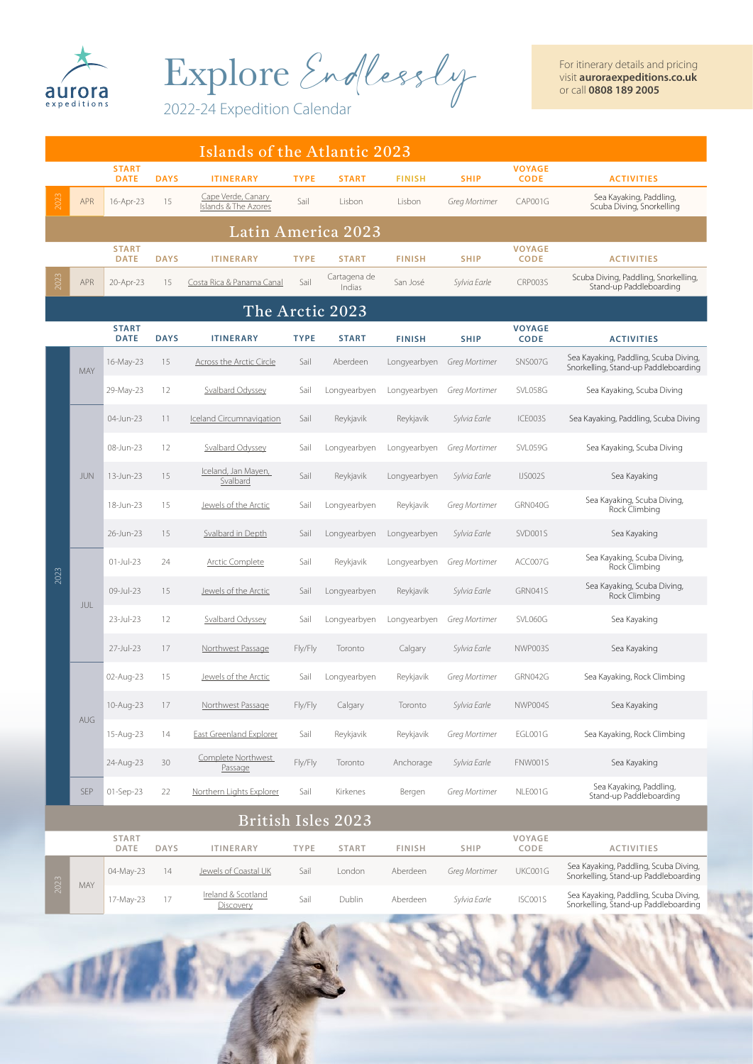# Explore Endlessly

2022-24 Expedition Calendar

For itinerary details and pricing visit **auroraexpeditions.co.uk** or call **0808 189 2005**

## Islands of the Atlantic 2023

| | | START DATE | DAYS | ITINERARY | TYPE | START | FINISH | SHIP | VOYAGE CODE | ACTIVITIES |
|---|---|---|---|---|---|---|---|---|---|---|
| 2023 | APR | 16-Apr-23 | 15 | Cape Verde, Canary Islands & The Azores | Sail | Lisbon | Lisbon | *Greg Mortimer* | CAP001G | Sea Kayaking, Paddling, Scuba Diving, Snorkelling |

## Latin America 2023

| | | START DATE | DAYS | ITINERARY | TYPE | START | FINISH | SHIP | VOYAGE CODE | ACTIVITIES |
|---|---|---|---|---|---|---|---|---|---|---|
| 2023 | APR | 20-Apr-23 | 15 | Costa Rica & Panama Canal | Sail | Cartagena de Indias | San José | *Sylvia Earle* | CRP003S | Scuba Diving, Paddling, Snorkelling, Stand-up Paddleboarding |

## The Arctic 2023

| | | START DATE | DAYS | ITINERARY | TYPE | START | FINISH | SHIP | VOYAGE CODE | ACTIVITIES |
|---|---|---|---|---|---|---|---|---|---|---|
| 2023 | MAY | 16-May-23 | 15 | Across the Arctic Circle | Sail | Aberdeen | Longyearbyen | *Greg Mortimer* | SNS007G | Sea Kayaking, Paddling, Scuba Diving, Snorkelling, Stand-up Paddleboarding |
| | | 29-May-23 | 12 | Svalbard Odyssey | Sail | Longyearbyen | Longyearbyen | *Greg Mortimer* | SVL058G | Sea Kayaking, Scuba Diving |
| | JUN | 04-Jun-23 | 11 | Iceland Circumnavigation | Sail | Reykjavik | Reykjavik | *Sylvia Earle* | ICE003S | Sea Kayaking, Paddling, Scuba Diving |
| | | 08-Jun-23 | 12 | Svalbard Odyssey | Sail | Longyearbyen | Longyearbyen | *Greg Mortimer* | SVL059G | Sea Kayaking, Scuba Diving |
| | | 13-Jun-23 | 15 | Iceland, Jan Mayen, Svalbard | Sail | Reykjavik | Longyearbyen | *Sylvia Earle* | IJS002S | Sea Kayaking |
| | | 18-Jun-23 | 15 | Jewels of the Arctic | Sail | Longyearbyen | Reykjavik | *Greg Mortimer* | GRN040G | Sea Kayaking, Scuba Diving, Rock Climbing |
| | | 26-Jun-23 | 15 | Svalbard in Depth | Sail | Longyearbyen | Longyearbyen | *Sylvia Earle* | SVD001S | Sea Kayaking |
| | JUL | 01-Jul-23 | 24 | Arctic Complete | Sail | Reykjavik | Longyearbyen | *Greg Mortimer* | ACC007G | Sea Kayaking, Scuba Diving, Rock Climbing |
| | | 09-Jul-23 | 15 | Jewels of the Arctic | Sail | Longyearbyen | Reykjavik | *Sylvia Earle* | GRN041S | Sea Kayaking, Scuba Diving, Rock Climbing |
| | | 23-Jul-23 | 12 | Svalbard Odyssey | Sail | Longyearbyen | Longyearbyen | *Greg Mortimer* | SVL060G | Sea Kayaking |
| | | 27-Jul-23 | 17 | Northwest Passage | Fly/Fly | Toronto | Calgary | *Sylvia Earle* | NWP003S | Sea Kayaking |
| | AUG | 02-Aug-23 | 15 | Jewels of the Arctic | Sail | Longyearbyen | Reykjavik | *Greg Mortimer* | GRN042G | Sea Kayaking, Rock Climbing |
| | | 10-Aug-23 | 17 | Northwest Passage | Fly/Fly | Calgary | Toronto | *Sylvia Earle* | NWP004S | Sea Kayaking |
| | | 15-Aug-23 | 14 | East Greenland Explorer | Sail | Reykjavik | Reykjavik | *Greg Mortimer* | EGL001G | Sea Kayaking, Rock Climbing |
| | | 24-Aug-23 | 30 | Complete Northwest Passage | Fly/Fly | Toronto | Anchorage | *Sylvia Earle* | FNW001S | Sea Kayaking |
| | SEP | 01-Sep-23 | 22 | Northern Lights Explorer | Sail | Kirkenes | Bergen | *Greg Mortimer* | NLE001G | Sea Kayaking, Paddling, Stand-up Paddleboarding |

## British Isles 2023

| | | START DATE | DAYS | ITINERARY | TYPE | START | FINISH | SHIP | VOYAGE CODE | ACTIVITIES |
|---|---|---|---|---|---|---|---|---|---|---|
| 2023 | MAY | 04-May-23 | 14 | Jewels of Coastal UK | Sail | London | Aberdeen | *Greg Mortimer* | UKC001G | Sea Kayaking, Paddling, Scuba Diving, Snorkelling, Stand-up Paddleboarding |
| | | 17-May-23 | 17 | Ireland & Scotland Discovery | Sail | Dublin | Aberdeen | *Sylvia Earle* | ISC001S | Sea Kayaking, Paddling, Scuba Diving, Snorkelling, Stand-up Paddleboarding |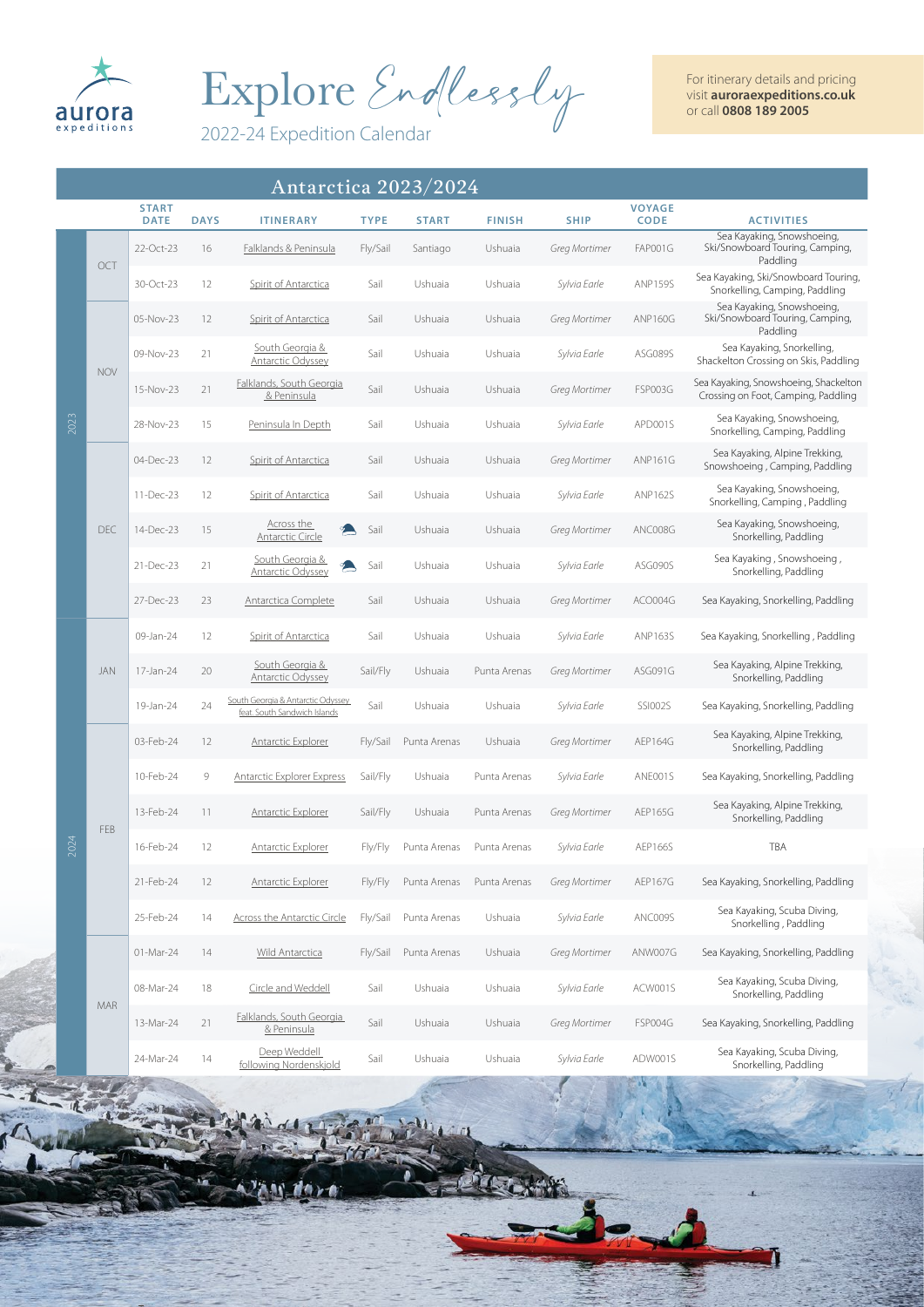aurora expeditions

# Explore *Endlessly*

2022-24 Expedition Calendar

For itinerary details and pricing visit **auroraexpeditions.co.uk** or call **0808 189 2005**

## Antarctica 2023/2024

| | | START DATE | DAYS | ITINERARY | TYPE | START | FINISH | SHIP | VOYAGE CODE | ACTIVITIES |
|---|---|---|---|---|---|---|---|---|---|---|
| 2023 | OCT | 22-Oct-23 | 16 | Falklands & Peninsula | Fly/Sail | Santiago | Ushuaia | *Greg Mortimer* | FAP001G | Sea Kayaking, Snowshoeing, Ski/Snowboard Touring, Camping, Paddling |
| | | 30-Oct-23 | 12 | Spirit of Antarctica | Sail | Ushuaia | Ushuaia | *Sylvia Earle* | ANP159S | Sea Kayaking, Ski/Snowboard Touring, Snorkelling, Camping, Paddling |
| | NOV | 05-Nov-23 | 12 | Spirit of Antarctica | Sail | Ushuaia | Ushuaia | *Greg Mortimer* | ANP160G | Sea Kayaking, Snowshoeing, Ski/Snowboard Touring, Camping, Paddling |
| | | 09-Nov-23 | 21 | South Georgia & Antarctic Odyssey | Sail | Ushuaia | Ushuaia | *Sylvia Earle* | ASG089S | Sea Kayaking, Snorkelling, Shackelton Crossing on Skis, Paddling |
| | | 15-Nov-23 | 21 | Falklands, South Georgia & Peninsula | Sail | Ushuaia | Ushuaia | *Greg Mortimer* | FSP003G | Sea Kayaking, Snowshoeing, Shackelton Crossing on Foot, Camping, Paddling |
| | | 28-Nov-23 | 15 | Peninsula In Depth | Sail | Ushuaia | Ushuaia | *Sylvia Earle* | APD001S | Sea Kayaking, Snowshoeing, Snorkelling, Camping, Paddling |
| | DEC | 04-Dec-23 | 12 | Spirit of Antarctica | Sail | Ushuaia | Ushuaia | *Greg Mortimer* | ANP161G | Sea Kayaking, Alpine Trekking, Snowshoeing , Camping, Paddling |
| | | 11-Dec-23 | 12 | Spirit of Antarctica | Sail | Ushuaia | Ushuaia | *Sylvia Earle* | ANP162S | Sea Kayaking, Snowshoeing, Snorkelling, Camping , Paddling |
| | | 14-Dec-23 | 15 | Across the Antarctic Circle | Sail | Ushuaia | Ushuaia | *Greg Mortimer* | ANC008G | Sea Kayaking, Snowshoeing, Snorkelling, Paddling |
| | | 21-Dec-23 | 21 | South Georgia & Antarctic Odyssey | Sail | Ushuaia | Ushuaia | *Sylvia Earle* | ASG090S | Sea Kayaking , Snowshoeing , Snorkelling, Paddling |
| | | 27-Dec-23 | 23 | Antarctica Complete | Sail | Ushuaia | Ushuaia | *Greg Mortimer* | ACO004G | Sea Kayaking, Snorkelling, Paddling |
| 2024 | JAN | 09-Jan-24 | 12 | Spirit of Antarctica | Sail | Ushuaia | Ushuaia | *Sylvia Earle* | ANP163S | Sea Kayaking, Snorkelling , Paddling |
| | | 17-Jan-24 | 20 | South Georgia & Antarctic Odyssey | Sail/Fly | Ushuaia | Punta Arenas | *Greg Mortimer* | ASG091G | Sea Kayaking, Alpine Trekking, Snorkelling, Paddling |
| | | 19-Jan-24 | 24 | South Georgia & Antarctic Odyssey feat. South Sandwich Islands | Sail | Ushuaia | Ushuaia | *Sylvia Earle* | SSI002S | Sea Kayaking, Snorkelling, Paddling |
| | FEB | 03-Feb-24 | 12 | Antarctic Explorer | Fly/Sail | Punta Arenas | Ushuaia | *Greg Mortimer* | AEP164G | Sea Kayaking, Alpine Trekking, Snorkelling, Paddling |
| | | 10-Feb-24 | 9 | Antarctic Explorer Express | Sail/Fly | Ushuaia | Punta Arenas | *Sylvia Earle* | ANE001S | Sea Kayaking, Snorkelling, Paddling |
| | | 13-Feb-24 | 11 | Antarctic Explorer | Sail/Fly | Ushuaia | Punta Arenas | *Greg Mortimer* | AEP165G | Sea Kayaking, Alpine Trekking, Snorkelling, Paddling |
| | | 16-Feb-24 | 12 | Antarctic Explorer | Fly/Fly | Punta Arenas | Punta Arenas | *Sylvia Earle* | AEP166S | TBA |
| | | 21-Feb-24 | 12 | Antarctic Explorer | Fly/Fly | Punta Arenas | Punta Arenas | *Greg Mortimer* | AEP167G | Sea Kayaking, Snorkelling, Paddling |
| | | 25-Feb-24 | 14 | Across the Antarctic Circle | Fly/Sail | Punta Arenas | Ushuaia | *Sylvia Earle* | ANC009S | Sea Kayaking, Scuba Diving, Snorkelling , Paddling |
| | MAR | 01-Mar-24 | 14 | Wild Antarctica | Fly/Sail | Punta Arenas | Ushuaia | *Greg Mortimer* | ANW007G | Sea Kayaking, Snorkelling, Paddling |
| | | 08-Mar-24 | 18 | Circle and Weddell | Sail | Ushuaia | Ushuaia | *Sylvia Earle* | ACW001S | Sea Kayaking, Scuba Diving, Snorkelling, Paddling |
| | | 13-Mar-24 | 21 | Falklands, South Georgia & Peninsula | Sail | Ushuaia | Ushuaia | *Greg Mortimer* | FSP004G | Sea Kayaking, Snorkelling, Paddling |
| | | 24-Mar-24 | 14 | Deep Weddell following Nordenskjold | Sail | Ushuaia | Ushuaia | *Sylvia Earle* | ADW001S | Sea Kayaking, Scuba Diving, Snorkelling, Paddling |